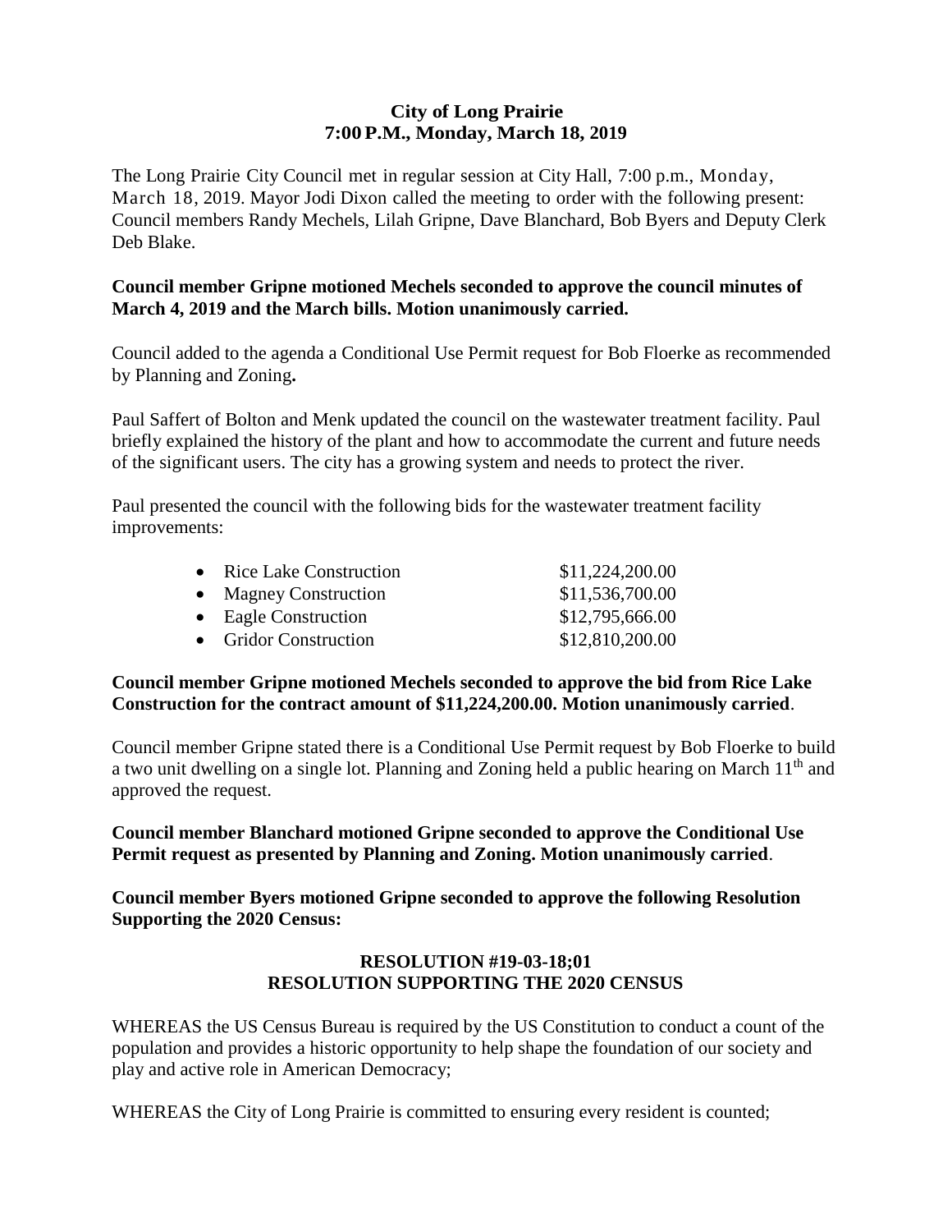**City of Long Prairie**
**7:00 P.M., Monday, March 18, 2019**

The Long Prairie City Council met in regular session at City Hall, 7:00 p.m., Monday, March 18, 2019. Mayor Jodi Dixon called the meeting to order with the following present: Council members Randy Mechels, Lilah Gripne, Dave Blanchard, Bob Byers and Deputy Clerk Deb Blake.

**Council member Gripne motioned Mechels seconded to approve the council minutes of March 4, 2019 and the March bills. Motion unanimously carried.**

Council added to the agenda a Conditional Use Permit request for Bob Floerke as recommended by Planning and Zoning**.**

Paul Saffert of Bolton and Menk updated the council on the wastewater treatment facility. Paul briefly explained the history of the plant and how to accommodate the current and future needs of the significant users. The city has a growing system and needs to protect the river.

Paul presented the council with the following bids for the wastewater treatment facility improvements:

- Rice Lake Construction $11,224,200.00
- Magney Construction $11,536,700.00
- Eagle Construction $12,795,666.00
- Gridor Construction $12,810,200.00

**Council member Gripne motioned Mechels seconded to approve the bid from Rice Lake Construction for the contract amount of $11,224,200.00. Motion unanimously carried**.

Council member Gripne stated there is a Conditional Use Permit request by Bob Floerke to build a two unit dwelling on a single lot. Planning and Zoning held a public hearing on March 11th and approved the request.

**Council member Blanchard motioned Gripne seconded to approve the Conditional Use Permit request as presented by Planning and Zoning. Motion unanimously carried**.

**Council member Byers motioned Gripne seconded to approve the following Resolution Supporting the 2020 Census:**

**RESOLUTION #19-03-18;01**
**RESOLUTION SUPPORTING THE 2020 CENSUS**

WHEREAS the US Census Bureau is required by the US Constitution to conduct a count of the population and provides a historic opportunity to help shape the foundation of our society and play and active role in American Democracy;

WHEREAS the City of Long Prairie is committed to ensuring every resident is counted;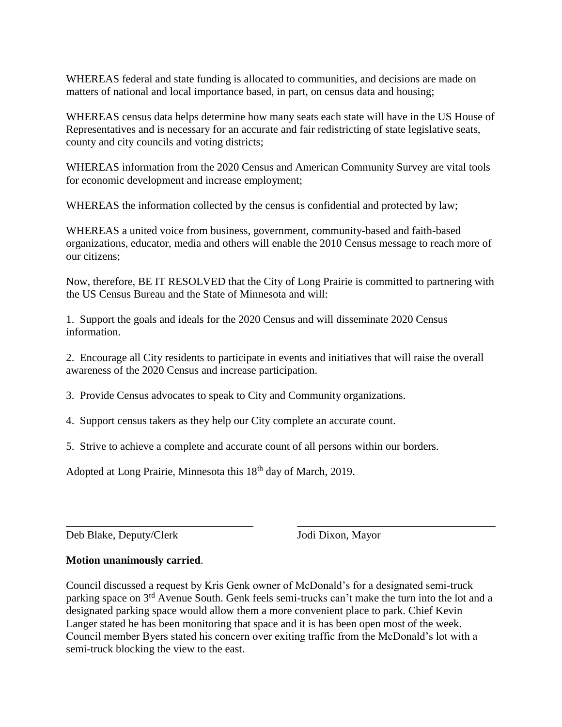WHEREAS federal and state funding is allocated to communities, and decisions are made on matters of national and local importance based, in part, on census data and housing;

WHEREAS census data helps determine how many seats each state will have in the US House of Representatives and is necessary for an accurate and fair redistricting of state legislative seats, county and city councils and voting districts;

WHEREAS information from the 2020 Census and American Community Survey are vital tools for economic development and increase employment;

WHEREAS the information collected by the census is confidential and protected by law;

WHEREAS a united voice from business, government, community-based and faith-based organizations, educator, media and others will enable the 2010 Census message to reach more of our citizens;

Now, therefore, BE IT RESOLVED that the City of Long Prairie is committed to partnering with the US Census Bureau and the State of Minnesota and will:

1. Support the goals and ideals for the 2020 Census and will disseminate 2020 Census information.

2. Encourage all City residents to participate in events and initiatives that will raise the overall awareness of the 2020 Census and increase participation.

3. Provide Census advocates to speak to City and Community organizations.

4. Support census takers as they help our City complete an accurate count.

5. Strive to achieve a complete and accurate count of all persons within our borders.

Adopted at Long Prairie, Minnesota this 18th day of March, 2019.

\_\_\_\_\_\_\_\_\_\_\_\_\_\_\_\_\_\_\_\_\_\_\_\_\_\_\_\_\_\_\_\_\_\_\_ \_\_\_\_\_\_\_\_\_\_\_\_\_\_\_\_\_\_\_\_\_\_\_\_\_\_\_\_\_\_\_\_\_\_\_\_\_

Deb Blake, Deputy/Clerk Jodi Dixon, Mayor

**Motion unanimously carried**.

Council discussed a request by Kris Genk owner of McDonald's for a designated semi-truck parking space on 3rd Avenue South. Genk feels semi-trucks can't make the turn into the lot and a designated parking space would allow them a more convenient place to park. Chief Kevin Langer stated he has been monitoring that space and it is has been open most of the week. Council member Byers stated his concern over exiting traffic from the McDonald's lot with a semi-truck blocking the view to the east.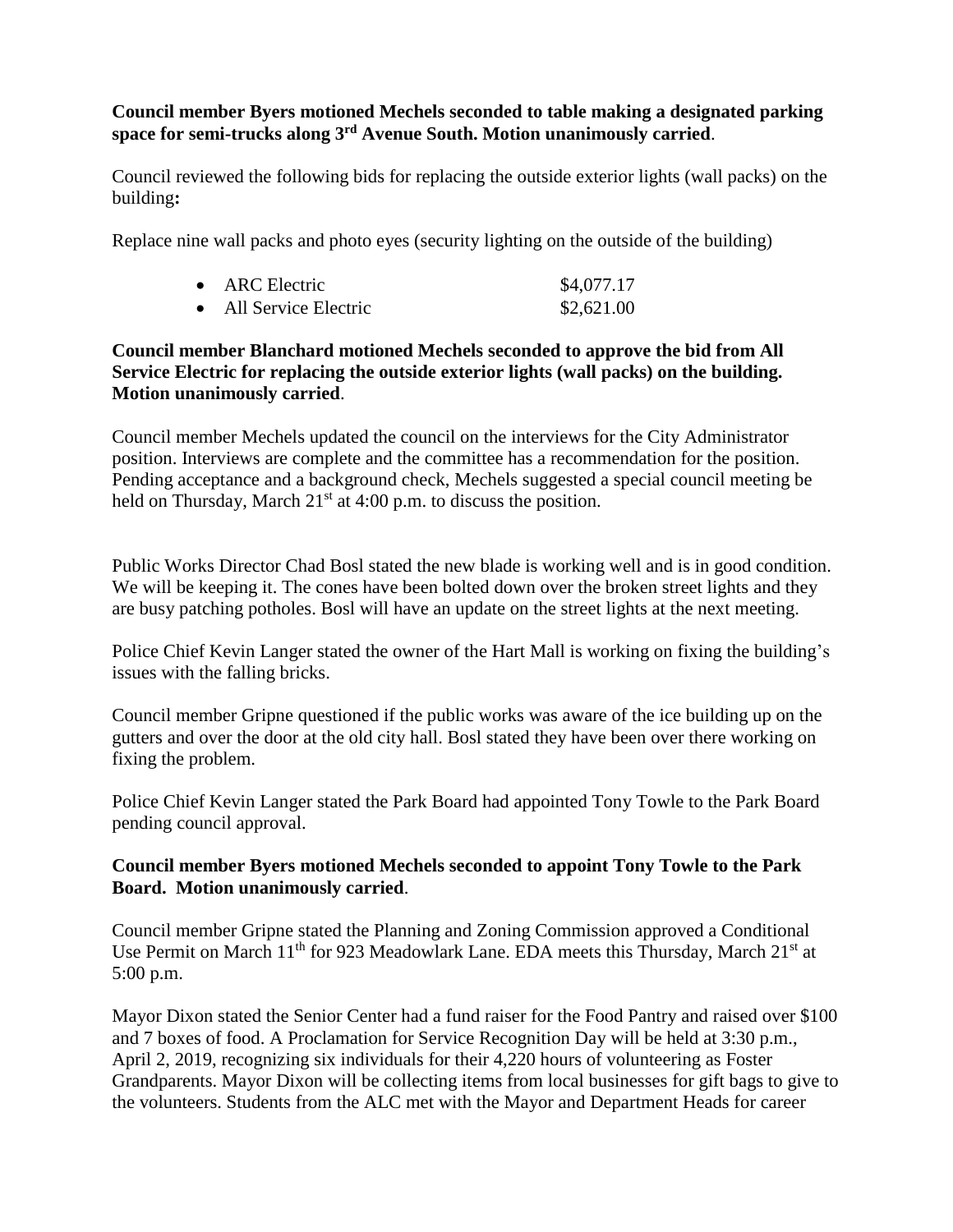**Council member Byers motioned Mechels seconded to table making a designated parking space for semi-trucks along 3rd Avenue South. Motion unanimously carried**.

Council reviewed the following bids for replacing the outside exterior lights (wall packs) on the building**:**

Replace nine wall packs and photo eyes (security lighting on the outside of the building)

- ARC Electric $4,077.17
- All Service Electric $2,621.00

**Council member Blanchard motioned Mechels seconded to approve the bid from All Service Electric for replacing the outside exterior lights (wall packs) on the building. Motion unanimously carried**.

Council member Mechels updated the council on the interviews for the City Administrator position. Interviews are complete and the committee has a recommendation for the position. Pending acceptance and a background check, Mechels suggested a special council meeting be held on Thursday, March 21st at 4:00 p.m. to discuss the position.

Public Works Director Chad Bosl stated the new blade is working well and is in good condition. We will be keeping it. The cones have been bolted down over the broken street lights and they are busy patching potholes. Bosl will have an update on the street lights at the next meeting.

Police Chief Kevin Langer stated the owner of the Hart Mall is working on fixing the building's issues with the falling bricks.

Council member Gripne questioned if the public works was aware of the ice building up on the gutters and over the door at the old city hall. Bosl stated they have been over there working on fixing the problem.

Police Chief Kevin Langer stated the Park Board had appointed Tony Towle to the Park Board pending council approval.

**Council member Byers motioned Mechels seconded to appoint Tony Towle to the Park Board. Motion unanimously carried**.

Council member Gripne stated the Planning and Zoning Commission approved a Conditional Use Permit on March 11th for 923 Meadowlark Lane. EDA meets this Thursday, March 21st at 5:00 p.m.

Mayor Dixon stated the Senior Center had a fund raiser for the Food Pantry and raised over $100 and 7 boxes of food. A Proclamation for Service Recognition Day will be held at 3:30 p.m., April 2, 2019, recognizing six individuals for their 4,220 hours of volunteering as Foster Grandparents. Mayor Dixon will be collecting items from local businesses for gift bags to give to the volunteers. Students from the ALC met with the Mayor and Department Heads for career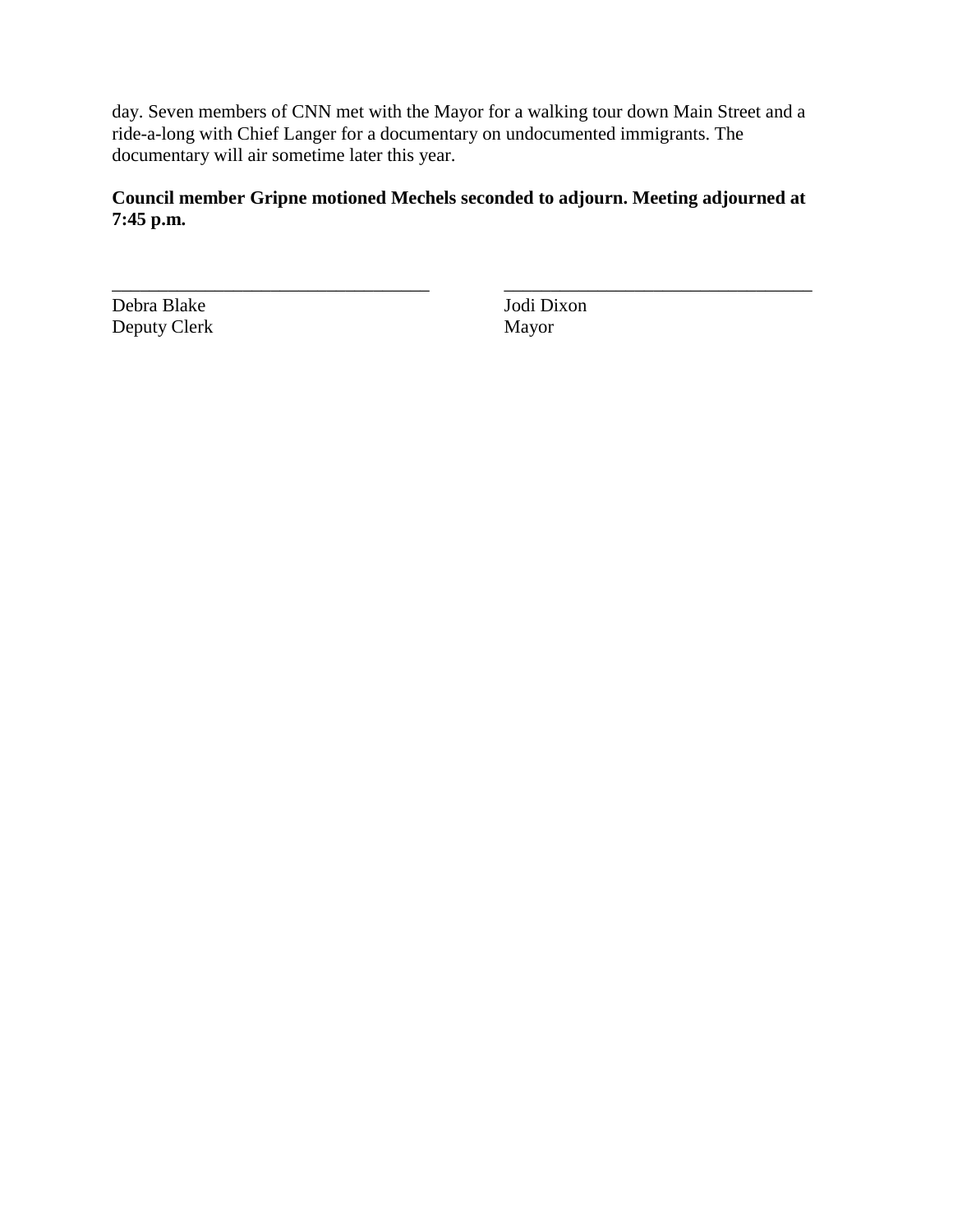day. Seven members of CNN met with the Mayor for a walking tour down Main Street and a ride-a-long with Chief Langer for a documentary on undocumented immigrants. The documentary will air sometime later this year.

**Council member Gripne motioned Mechels seconded to adjourn. Meeting adjourned at 7:45 p.m.**

| | |
|---|---|
| ___________________________________ | ___________________________________ |
| Debra Blake | Jodi Dixon |
| Deputy Clerk | Mayor |